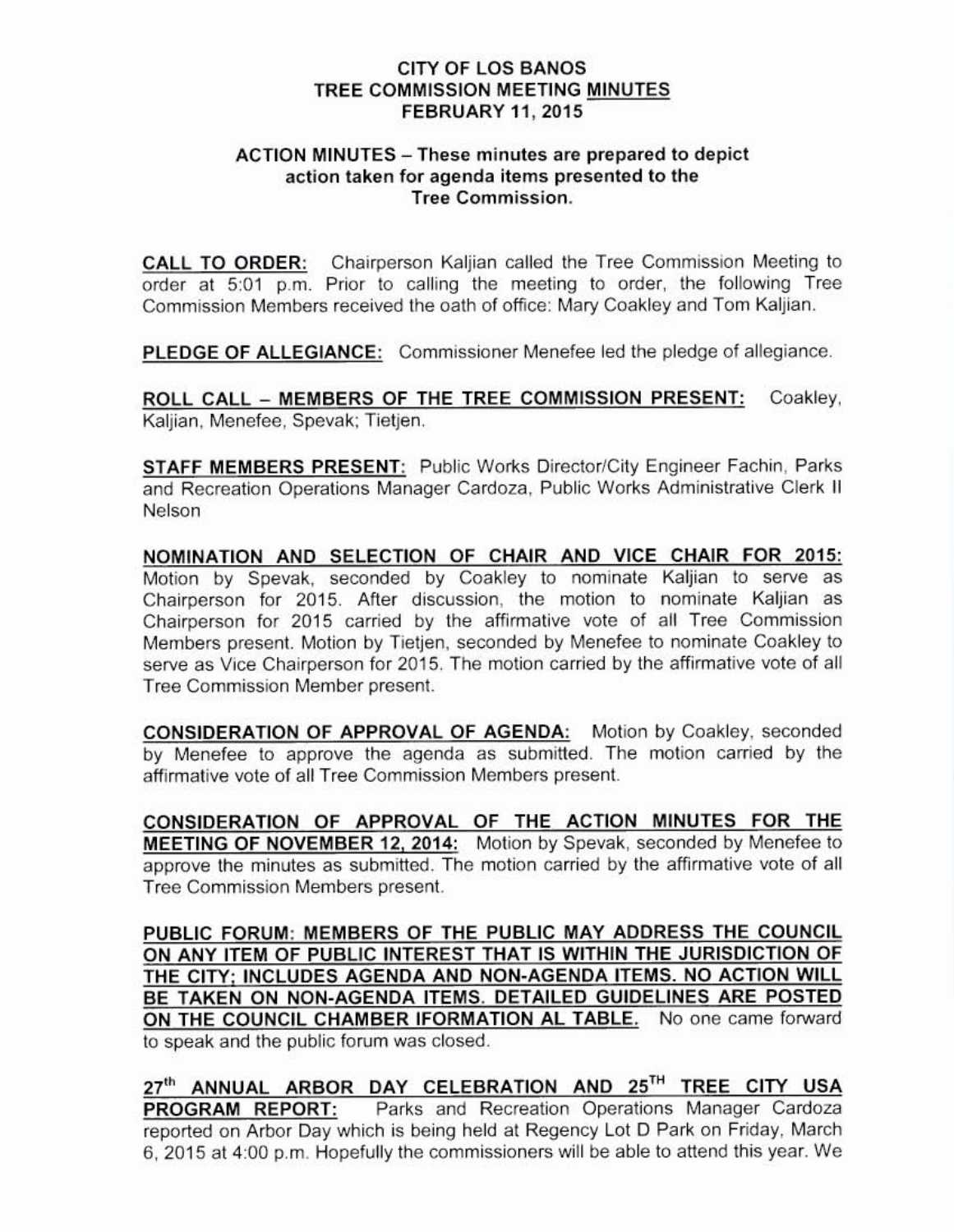# CITY OF LOS BANOS
# TREE COMMISSION MEETING MINUTES
# FEBRUARY 11, 2015

**ACTION MINUTES – These minutes are prepared to depict action taken for agenda items presented to the Tree Commission.**

**CALL TO ORDER:** Chairperson Kaljian called the Tree Commission Meeting to order at 5:01 p.m. Prior to calling the meeting to order, the following Tree Commission Members received the oath of office: Mary Coakley and Tom Kaljian.

**PLEDGE OF ALLEGIANCE:** Commissioner Menefee led the pledge of allegiance.

**ROLL CALL – MEMBERS OF THE TREE COMMISSION PRESENT:** Coakley, Kaljian, Menefee, Spevak; Tietjen.

**STAFF MEMBERS PRESENT:** Public Works Director/City Engineer Fachin, Parks and Recreation Operations Manager Cardoza, Public Works Administrative Clerk II Nelson

**NOMINATION AND SELECTION OF CHAIR AND VICE CHAIR FOR 2015:** Motion by Spevak, seconded by Coakley to nominate Kaljian to serve as Chairperson for 2015. After discussion, the motion to nominate Kaljian as Chairperson for 2015 carried by the affirmative vote of all Tree Commission Members present. Motion by Tietjen, seconded by Menefee to nominate Coakley to serve as Vice Chairperson for 2015. The motion carried by the affirmative vote of all Tree Commission Member present.

**CONSIDERATION OF APPROVAL OF AGENDA:** Motion by Coakley, seconded by Menefee to approve the agenda as submitted. The motion carried by the affirmative vote of all Tree Commission Members present.

**CONSIDERATION OF APPROVAL OF THE ACTION MINUTES FOR THE MEETING OF NOVEMBER 12, 2014:** Motion by Spevak, seconded by Menefee to approve the minutes as submitted. The motion carried by the affirmative vote of all Tree Commission Members present.

**PUBLIC FORUM: MEMBERS OF THE PUBLIC MAY ADDRESS THE COUNCIL ON ANY ITEM OF PUBLIC INTEREST THAT IS WITHIN THE JURISDICTION OF THE CITY; INCLUDES AGENDA AND NON-AGENDA ITEMS. NO ACTION WILL BE TAKEN ON NON-AGENDA ITEMS. DETAILED GUIDELINES ARE POSTED ON THE COUNCIL CHAMBER IFORMATION AL TABLE.** No one came forward to speak and the public forum was closed.

**27th ANNUAL ARBOR DAY CELEBRATION AND 25TH TREE CITY USA PROGRAM REPORT:** Parks and Recreation Operations Manager Cardoza reported on Arbor Day which is being held at Regency Lot D Park on Friday, March 6, 2015 at 4:00 p.m. Hopefully the commissioners will be able to attend this year. We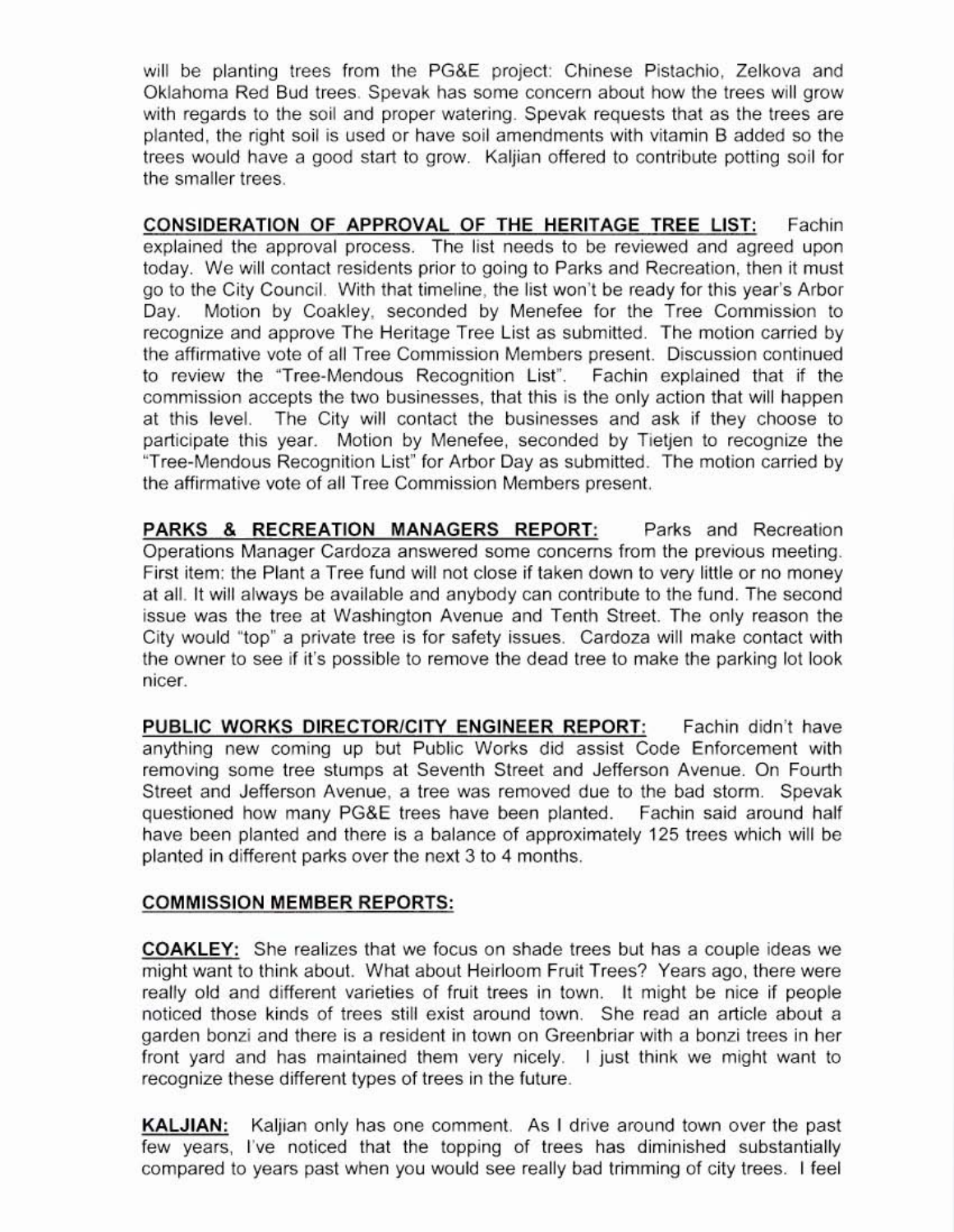will be planting trees from the PG&E project: Chinese Pistachio, Zelkova and Oklahoma Red Bud trees. Spevak has some concern about how the trees will grow with regards to the soil and proper watering. Spevak requests that as the trees are planted, the right soil is used or have soil amendments with vitamin B added so the trees would have a good start to grow. Kaljian offered to contribute potting soil for the smaller trees.

**CONSIDERATION OF APPROVAL OF THE HERITAGE TREE LIST:** Fachin explained the approval process. The list needs to be reviewed and agreed upon today. We will contact residents prior to going to Parks and Recreation, then it must go to the City Council. With that timeline, the list won't be ready for this year's Arbor Day. Motion by Coakley, seconded by Menefee for the Tree Commission to recognize and approve The Heritage Tree List as submitted. The motion carried by the affirmative vote of all Tree Commission Members present. Discussion continued to review the "Tree-Mendous Recognition List". Fachin explained that if the commission accepts the two businesses, that this is the only action that will happen at this level. The City will contact the businesses and ask if they choose to participate this year. Motion by Menefee, seconded by Tietjen to recognize the "Tree-Mendous Recognition List" for Arbor Day as submitted. The motion carried by the affirmative vote of all Tree Commission Members present.

**PARKS & RECREATION MANAGERS REPORT:** Parks and Recreation Operations Manager Cardoza answered some concerns from the previous meeting. First item: the Plant a Tree fund will not close if taken down to very little or no money at all. It will always be available and anybody can contribute to the fund. The second issue was the tree at Washington Avenue and Tenth Street. The only reason the City would "top" a private tree is for safety issues. Cardoza will make contact with the owner to see if it's possible to remove the dead tree to make the parking lot look nicer.

**PUBLIC WORKS DIRECTOR/CITY ENGINEER REPORT:** Fachin didn't have anything new coming up but Public Works did assist Code Enforcement with removing some tree stumps at Seventh Street and Jefferson Avenue. On Fourth Street and Jefferson Avenue, a tree was removed due to the bad storm. Spevak questioned how many PG&E trees have been planted. Fachin said around half have been planted and there is a balance of approximately 125 trees which will be planted in different parks over the next 3 to 4 months.

**COMMISSION MEMBER REPORTS:**

**COAKLEY:** She realizes that we focus on shade trees but has a couple ideas we might want to think about. What about Heirloom Fruit Trees? Years ago, there were really old and different varieties of fruit trees in town. It might be nice if people noticed those kinds of trees still exist around town. She read an article about a garden bonzi and there is a resident in town on Greenbriar with a bonzi trees in her front yard and has maintained them very nicely. I just think we might want to recognize these different types of trees in the future.

**KALJIAN:** Kaljian only has one comment. As I drive around town over the past few years, I've noticed that the topping of trees has diminished substantially compared to years past when you would see really bad trimming of city trees. I feel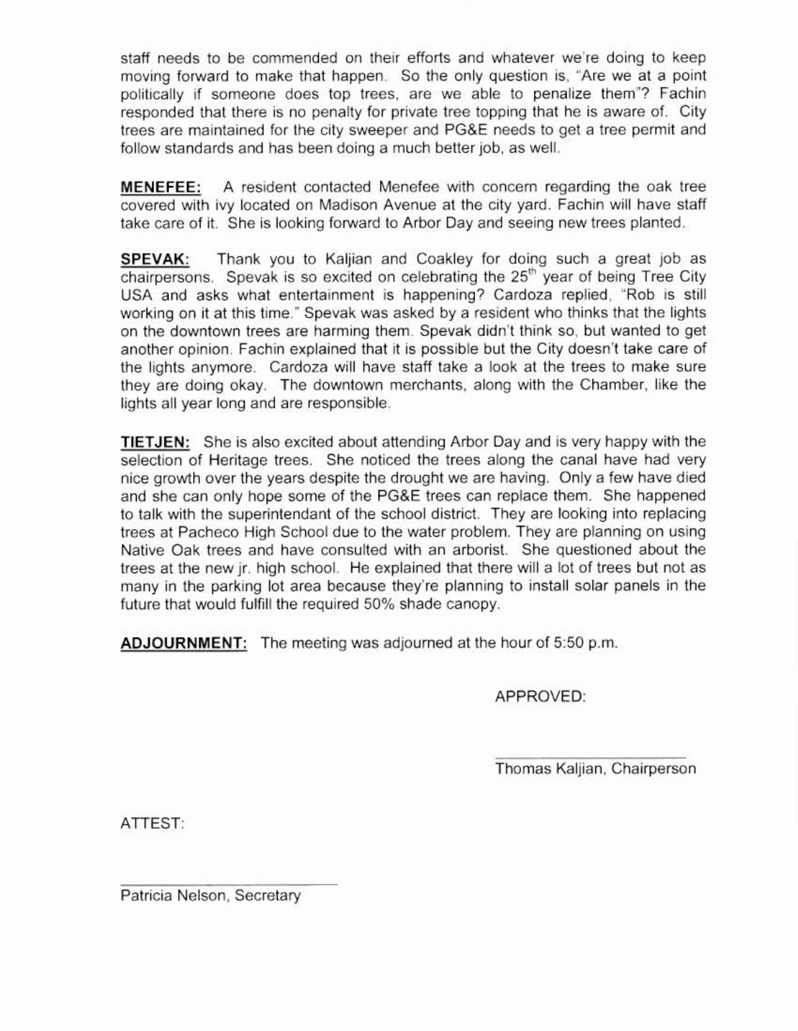staff needs to be commended on their efforts and whatever we're doing to keep moving forward to make that happen. So the only question is, "Are we at a point politically if someone does top trees, are we able to penalize them"? Fachin responded that there is no penalty for private tree topping that he is aware of. City trees are maintained for the city sweeper and PG&E needs to get a tree permit and follow standards and has been doing a much better job, as well.

**MENEFEE:** A resident contacted Menefee with concern regarding the oak tree covered with ivy located on Madison Avenue at the city yard. Fachin will have staff take care of it. She is looking forward to Arbor Day and seeing new trees planted.

**SPEVAK:** Thank you to Kaljian and Coakley for doing such a great job as chairpersons. Spevak is so excited on celebrating the 25th year of being Tree City USA and asks what entertainment is happening? Cardoza replied, "Rob is still working on it at this time." Spevak was asked by a resident who thinks that the lights on the downtown trees are harming them. Spevak didn't think so, but wanted to get another opinion. Fachin explained that it is possible but the City doesn't take care of the lights anymore. Cardoza will have staff take a look at the trees to make sure they are doing okay. The downtown merchants, along with the Chamber, like the lights all year long and are responsible.

**TIETJEN:** She is also excited about attending Arbor Day and is very happy with the selection of Heritage trees. She noticed the trees along the canal have had very nice growth over the years despite the drought we are having. Only a few have died and she can only hope some of the PG&E trees can replace them. She happened to talk with the superintendant of the school district. They are looking into replacing trees at Pacheco High School due to the water problem. They are planning on using Native Oak trees and have consulted with an arborist. She questioned about the trees at the new jr. high school. He explained that there will a lot of trees but not as many in the parking lot area because they're planning to install solar panels in the future that would fulfill the required 50% shade canopy.

**ADJOURNMENT:** The meeting was adjourned at the hour of 5:50 p.m.

APPROVED:

Thomas Kaljian, Chairperson

ATTEST:

Patricia Nelson, Secretary